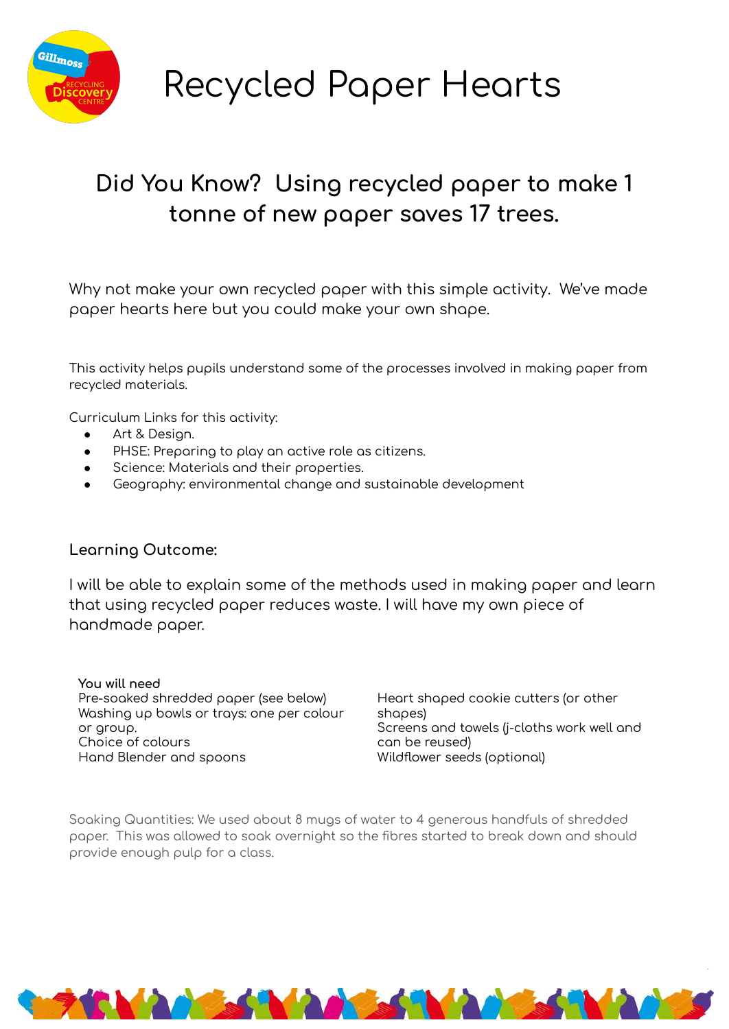# Recycled Paper Hearts

## Did You Know? Using recycled paper to make 1 tonne of new paper saves 17 trees.

Why not make your own recycled paper with this simple activity. We've made paper hearts here but you could make your own shape.

This activity helps pupils understand some of the processes involved in making paper from recycled materials.

Curriculum Links for this activity:

- Art & Design.
- PHSE: Preparing to play an active role as citizens.
- Science: Materials and their properties.
- Geography: environmental change and sustainable development

### Learning Outcome:

I will be able to explain some of the methods used in making paper and learn that using recycled paper reduces waste. I will have my own piece of handmade paper.

**You will need**

Pre-soaked shredded paper (see below)
Washing up bowls or trays: one per colour or group.
Choice of colours
Hand Blender and spoons
Heart shaped cookie cutters (or other shapes)
Screens and towels (j-cloths work well and can be reused)
Wildflower seeds (optional)

Soaking Quantities: We used about 8 mugs of water to 4 generous handfuls of shredded paper. This was allowed to soak overnight so the fibres started to break down and should provide enough pulp for a class.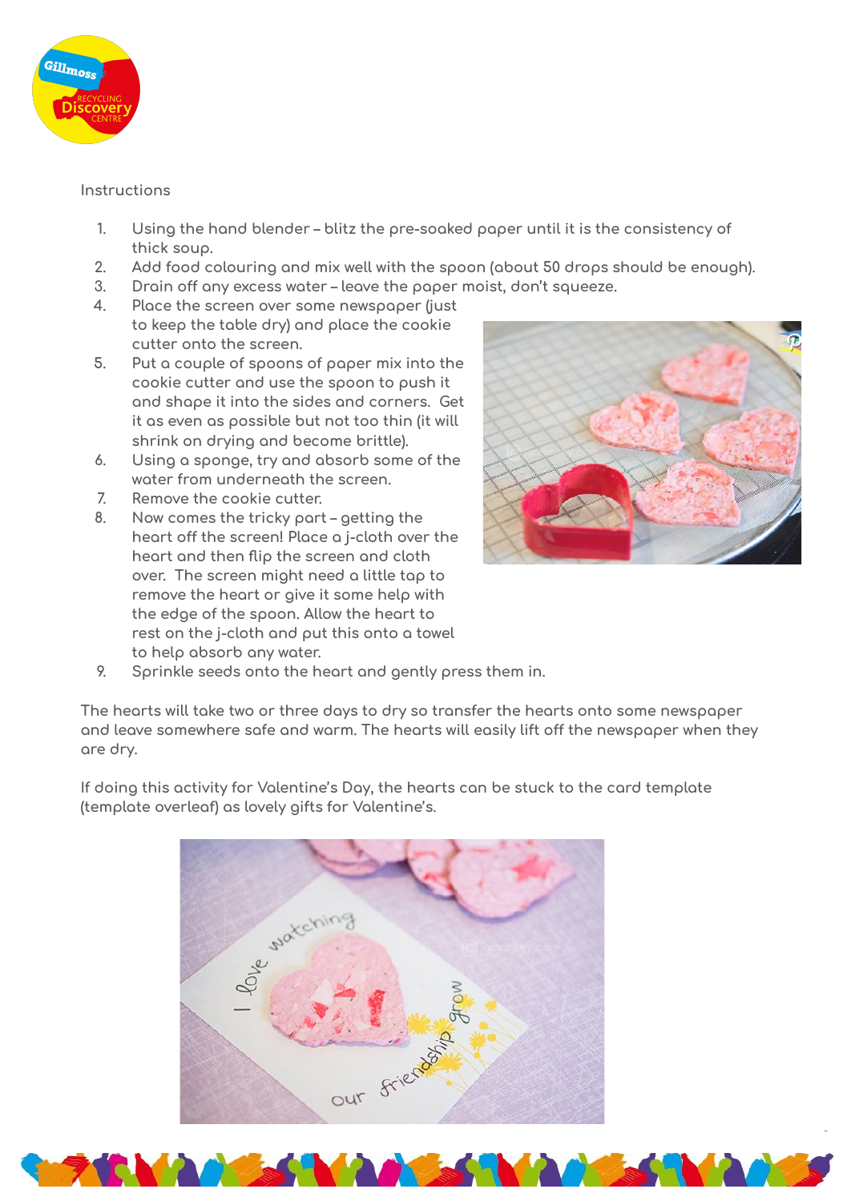Instructions

1. Using the hand blender – blitz the pre-soaked paper until it is the consistency of thick soup.
2. Add food colouring and mix well with the spoon (about 50 drops should be enough).
3. Drain off any excess water – leave the paper moist, don't squeeze.
4. Place the screen over some newspaper (just to keep the table dry) and place the cookie cutter onto the screen.
5. Put a couple of spoons of paper mix into the cookie cutter and use the spoon to push it and shape it into the sides and corners. Get it as even as possible but not too thin (it will shrink on drying and become brittle).
6. Using a sponge, try and absorb some of the water from underneath the screen.
7. Remove the cookie cutter.
8. Now comes the tricky part – getting the heart off the screen! Place a j-cloth over the heart and then flip the screen and cloth over. The screen might need a little tap to remove the heart or give it some help with the edge of the spoon. Allow the heart to rest on the j-cloth and put this onto a towel to help absorb any water.
9. Sprinkle seeds onto the heart and gently press them in.

The hearts will take two or three days to dry so transfer the hearts onto some newspaper and leave somewhere safe and warm. The hearts will easily lift off the newspaper when they are dry.

If doing this activity for Valentine's Day, the hearts can be stuck to the card template (template overleaf) as lovely gifts for Valentine's.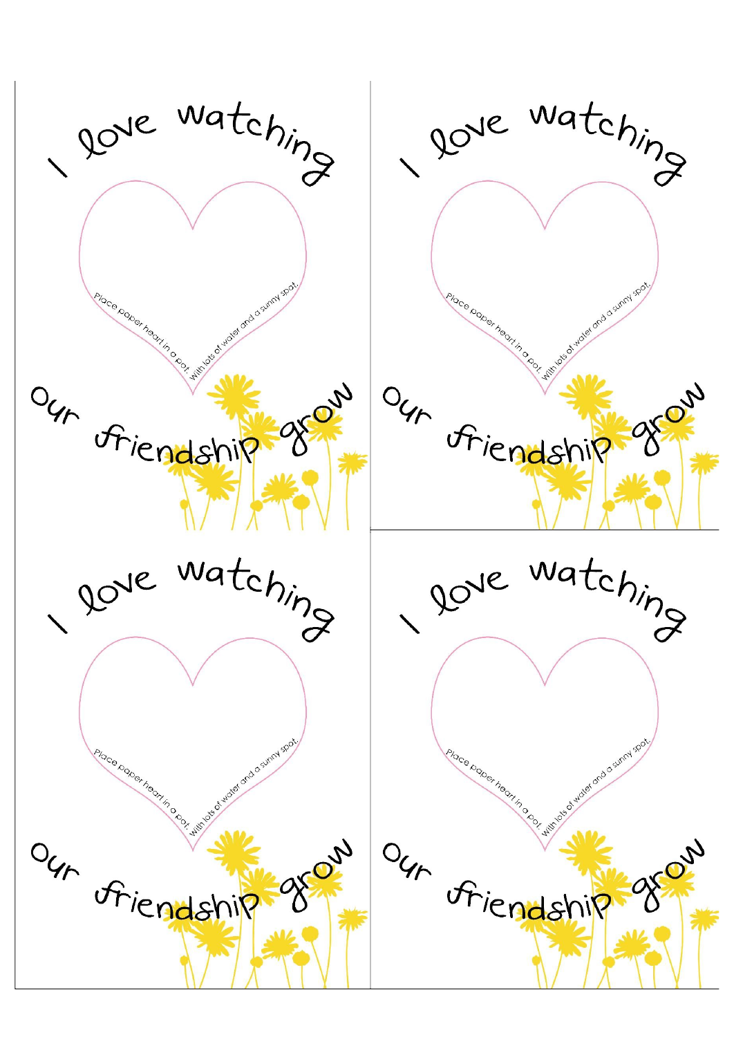I love watching

Place paper heart in a pot. With lots of water and a sunny spot.

our friendship grow

I love watching

Place paper heart in a pot. With lots of water and a sunny spot.

our friendship grow

I love watching

Place paper heart in a pot. With lots of water and a sunny spot.

our friendship grow

I love watching

Place paper heart in a pot. With lots of water and a sunny spot.

our friendship grow